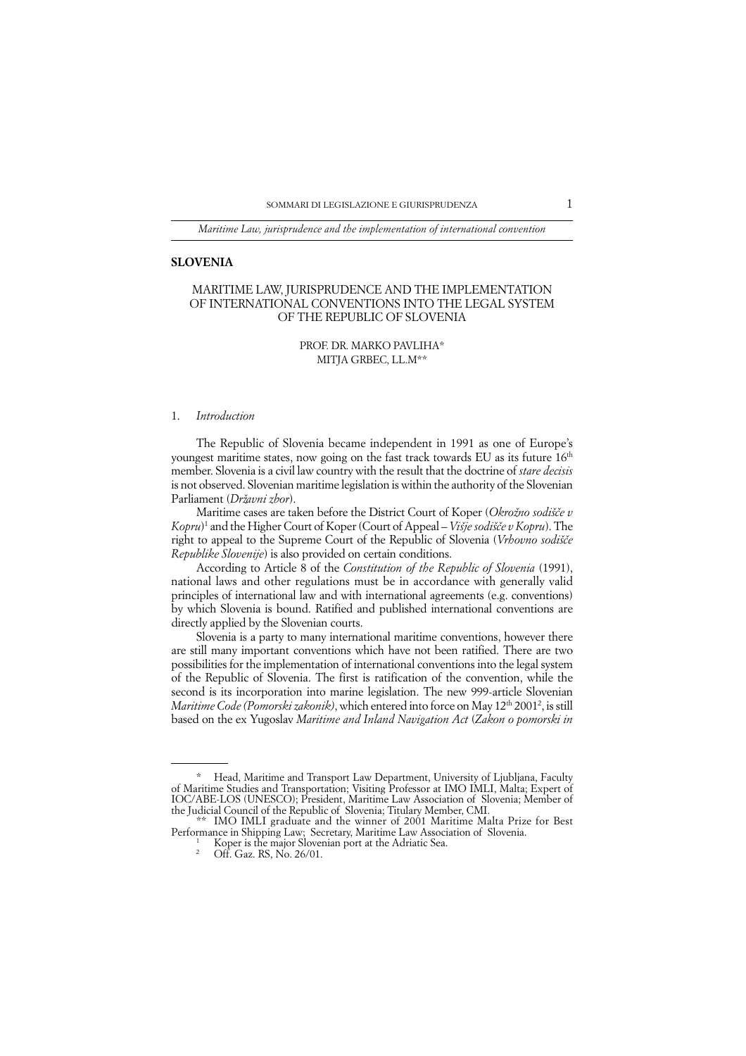## SLOVENIA

### MARITIME LAW, JURISPRUDENCE AND THE IMPLEMENTATION OF INTERNATIONAL CONVENTIONS INTO THE LEGAL SYSTEM OF THE REPUBLIC OF SLOVENIA

PROF. DR. MARKO PAVLIHA*
MITJA GRBEC, LL.M**

### 1. *Introduction*

The Republic of Slovenia became independent in 1991 as one of Europe's youngest maritime states, now going on the fast track towards EU as its future 16th member. Slovenia is a civil law country with the result that the doctrine of *stare decisis* is not observed. Slovenian maritime legislation is within the authority of the Slovenian Parliament (*Državni zbor*).

Maritime cases are taken before the District Court of Koper (*Okrožno sodišče v Kopru*)[1] and the Higher Court of Koper (Court of Appeal – *Višje sodišče v Kopru*). The right to appeal to the Supreme Court of the Republic of Slovenia (*Vrhovno sodišče Republike Slovenije*) is also provided on certain conditions.

According to Article 8 of the *Constitution of the Republic of Slovenia* (1991), national laws and other regulations must be in accordance with generally valid principles of international law and with international agreements (e.g. conventions) by which Slovenia is bound. Ratified and published international conventions are directly applied by the Slovenian courts.

Slovenia is a party to many international maritime conventions, however there are still many important conventions which have not been ratified. There are two possibilities for the implementation of international conventions into the legal system of the Republic of Slovenia. The first is ratification of the convention, while the second is its incorporation into marine legislation. The new 999-article Slovenian *Maritime Code (Pomorski zakonik)*, which entered into force on May 12th 2001[2], is still based on the ex Yugoslav *Maritime and Inland Navigation Act* (*Zakon o pomorski in*

---

\* Head, Maritime and Transport Law Department, University of Ljubljana, Faculty of Maritime Studies and Transportation; Visiting Professor at IMO IMLI, Malta; Expert of IOC/ABE-LOS (UNESCO); President, Maritime Law Association of Slovenia; Member of the Judicial Council of the Republic of Slovenia; Titulary Member, CMI.

\*\* IMO IMLI graduate and the winner of 2001 Maritime Malta Prize for Best Performance in Shipping Law; Secretary, Maritime Law Association of Slovenia.

[1] Koper is the major Slovenian port at the Adriatic Sea.

[2] Off. Gaz. RS, No. 26/01.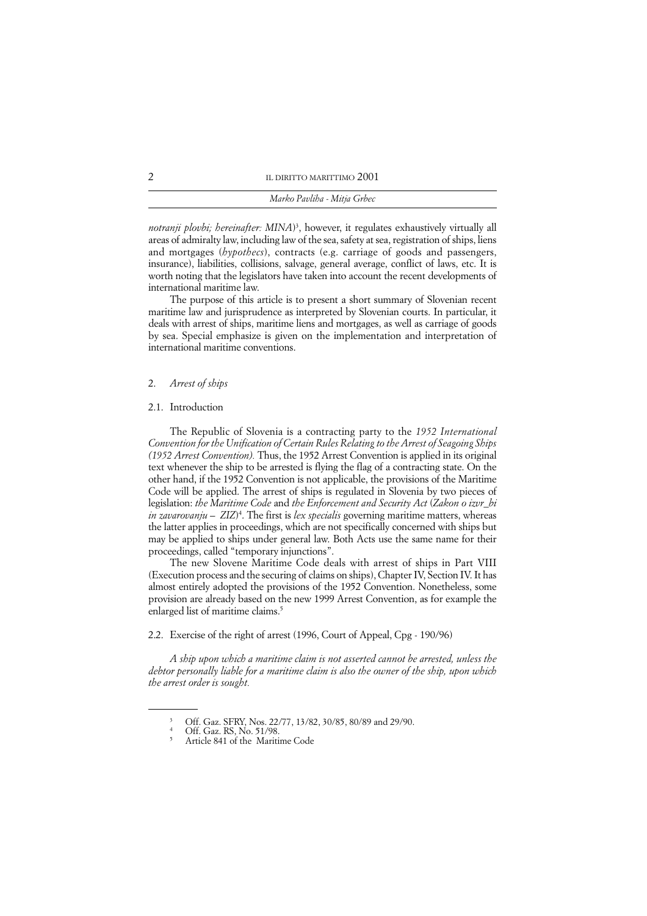*notranji plovbi; hereinafter: MINA*)[3], however, it regulates exhaustively virtually all areas of admiralty law, including law of the sea, safety at sea, registration of ships, liens and mortgages (*hypothecs*), contracts (e.g. carriage of goods and passengers, insurance), liabilities, collisions, salvage, general average, conflict of laws, etc. It is worth noting that the legislators have taken into account the recent developments of international maritime law.

The purpose of this article is to present a short summary of Slovenian recent maritime law and jurisprudence as interpreted by Slovenian courts. In particular, it deals with arrest of ships, maritime liens and mortgages, as well as carriage of goods by sea. Special emphasize is given on the implementation and interpretation of international maritime conventions.

## 2. *Arrest of ships*

### 2.1. Introduction

The Republic of Slovenia is a contracting party to the *1952 International Convention for the Unification of Certain Rules Relating to the Arrest of Seagoing Ships (1952 Arrest Convention).* Thus, the 1952 Arrest Convention is applied in its original text whenever the ship to be arrested is flying the flag of a contracting state. On the other hand, if the 1952 Convention is not applicable, the provisions of the Maritime Code will be applied. The arrest of ships is regulated in Slovenia by two pieces of legislation: *the Maritime Code* and *the Enforcement and Security Act* (*Zakon o izvr_bi in zavarovanju – ZIZ*)[4]. The first is *lex specialis* governing maritime matters, whereas the latter applies in proceedings, which are not specifically concerned with ships but may be applied to ships under general law. Both Acts use the same name for their proceedings, called "temporary injunctions".

The new Slovene Maritime Code deals with arrest of ships in Part VIII (Execution process and the securing of claims on ships), Chapter IV, Section IV. It has almost entirely adopted the provisions of the 1952 Convention. Nonetheless, some provision are already based on the new 1999 Arrest Convention, as for example the enlarged list of maritime claims.[5]

### 2.2. Exercise of the right of arrest (1996, Court of Appeal, Cpg - 190/96)

*A ship upon which a maritime claim is not asserted cannot be arrested, unless the debtor personally liable for a maritime claim is also the owner of the ship, upon which the arrest order is sought.*

---

[3] Off. Gaz. SFRY, Nos. 22/77, 13/82, 30/85, 80/89 and 29/90.

[4] Off. Gaz. RS, No. 51/98.

[5] Article 841 of the Maritime Code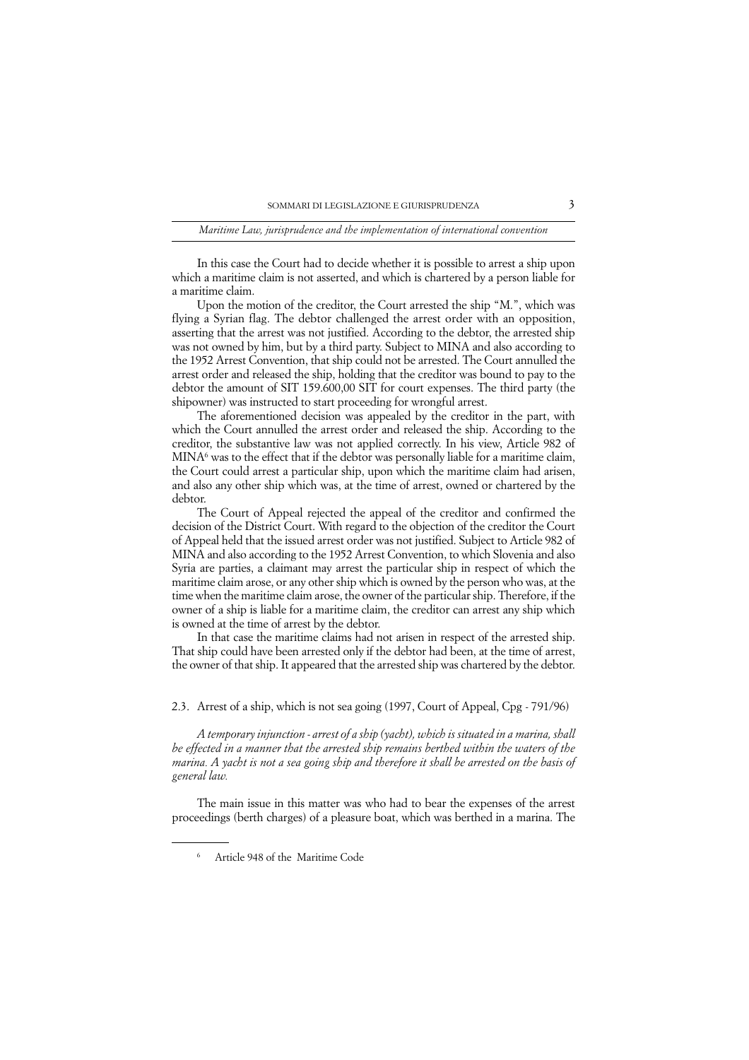In this case the Court had to decide whether it is possible to arrest a ship upon which a maritime claim is not asserted, and which is chartered by a person liable for a maritime claim.

Upon the motion of the creditor, the Court arrested the ship "M.", which was flying a Syrian flag. The debtor challenged the arrest order with an opposition, asserting that the arrest was not justified. According to the debtor, the arrested ship was not owned by him, but by a third party. Subject to MINA and also according to the 1952 Arrest Convention, that ship could not be arrested. The Court annulled the arrest order and released the ship, holding that the creditor was bound to pay to the debtor the amount of SIT 159.600,00 SIT for court expenses. The third party (the shipowner) was instructed to start proceeding for wrongful arrest.

The aforementioned decision was appealed by the creditor in the part, with which the Court annulled the arrest order and released the ship. According to the creditor, the substantive law was not applied correctly. In his view, Article 982 of MINA[6] was to the effect that if the debtor was personally liable for a maritime claim, the Court could arrest a particular ship, upon which the maritime claim had arisen, and also any other ship which was, at the time of arrest, owned or chartered by the debtor.

The Court of Appeal rejected the appeal of the creditor and confirmed the decision of the District Court. With regard to the objection of the creditor the Court of Appeal held that the issued arrest order was not justified. Subject to Article 982 of MINA and also according to the 1952 Arrest Convention, to which Slovenia and also Syria are parties, a claimant may arrest the particular ship in respect of which the maritime claim arose, or any other ship which is owned by the person who was, at the time when the maritime claim arose, the owner of the particular ship. Therefore, if the owner of a ship is liable for a maritime claim, the creditor can arrest any ship which is owned at the time of arrest by the debtor.

In that case the maritime claims had not arisen in respect of the arrested ship. That ship could have been arrested only if the debtor had been, at the time of arrest, the owner of that ship. It appeared that the arrested ship was chartered by the debtor.

### 2.3. Arrest of a ship, which is not sea going (1997, Court of Appeal, Cpg - 791/96)

*A temporary injunction - arrest of a ship (yacht), which is situated in a marina, shall be effected in a manner that the arrested ship remains berthed within the waters of the marina. A yacht is not a sea going ship and therefore it shall be arrested on the basis of general law.*

The main issue in this matter was who had to bear the expenses of the arrest proceedings (berth charges) of a pleasure boat, which was berthed in a marina. The

---

[6] Article 948 of the Maritime Code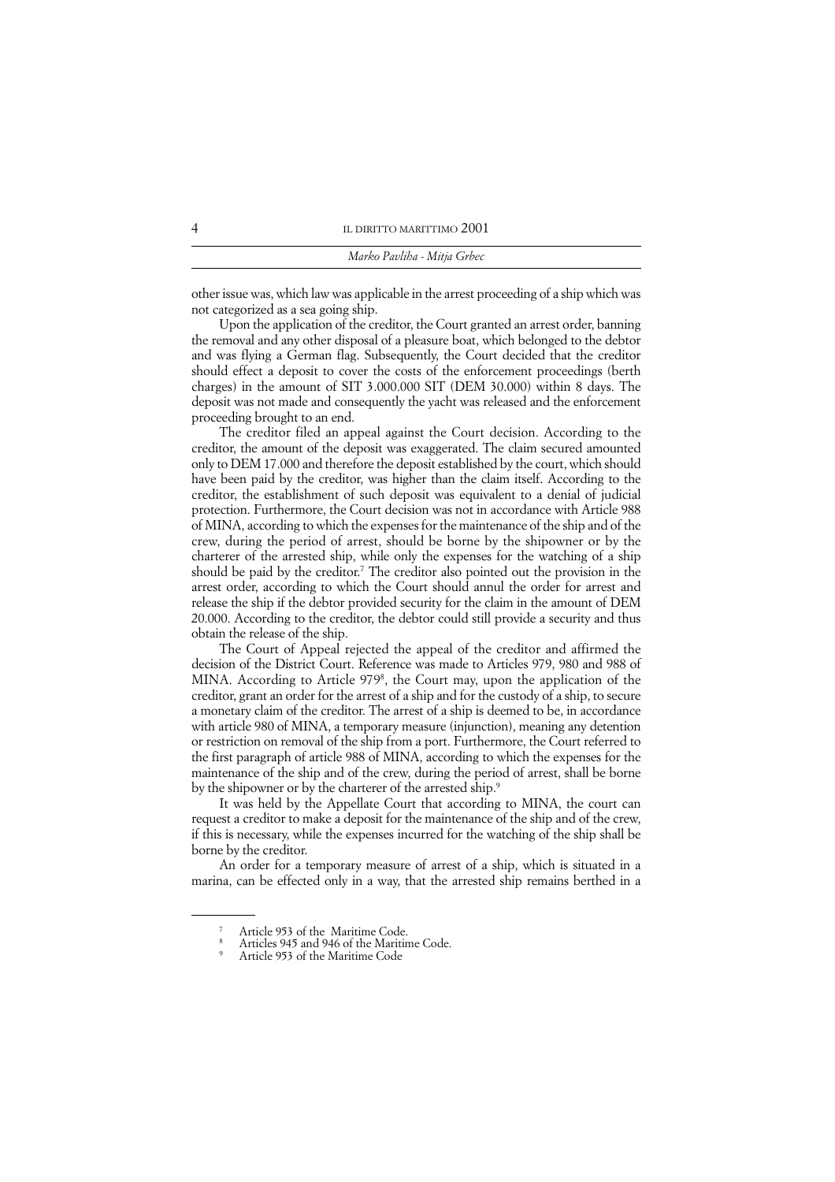other issue was, which law was applicable in the arrest proceeding of a ship which was not categorized as a sea going ship.

Upon the application of the creditor, the Court granted an arrest order, banning the removal and any other disposal of a pleasure boat, which belonged to the debtor and was flying a German flag. Subsequently, the Court decided that the creditor should effect a deposit to cover the costs of the enforcement proceedings (berth charges) in the amount of SIT 3.000.000 SIT (DEM 30.000) within 8 days. The deposit was not made and consequently the yacht was released and the enforcement proceeding brought to an end.

The creditor filed an appeal against the Court decision. According to the creditor, the amount of the deposit was exaggerated. The claim secured amounted only to DEM 17.000 and therefore the deposit established by the court, which should have been paid by the creditor, was higher than the claim itself. According to the creditor, the establishment of such deposit was equivalent to a denial of judicial protection. Furthermore, the Court decision was not in accordance with Article 988 of MINA, according to which the expenses for the maintenance of the ship and of the crew, during the period of arrest, should be borne by the shipowner or by the charterer of the arrested ship, while only the expenses for the watching of a ship should be paid by the creditor.[7] The creditor also pointed out the provision in the arrest order, according to which the Court should annul the order for arrest and release the ship if the debtor provided security for the claim in the amount of DEM 20.000. According to the creditor, the debtor could still provide a security and thus obtain the release of the ship.

The Court of Appeal rejected the appeal of the creditor and affirmed the decision of the District Court. Reference was made to Articles 979, 980 and 988 of MINA. According to Article 979[8], the Court may, upon the application of the creditor, grant an order for the arrest of a ship and for the custody of a ship, to secure a monetary claim of the creditor. The arrest of a ship is deemed to be, in accordance with article 980 of MINA, a temporary measure (injunction), meaning any detention or restriction on removal of the ship from a port. Furthermore, the Court referred to the first paragraph of article 988 of MINA, according to which the expenses for the maintenance of the ship and of the crew, during the period of arrest, shall be borne by the shipowner or by the charterer of the arrested ship.[9]

It was held by the Appellate Court that according to MINA, the court can request a creditor to make a deposit for the maintenance of the ship and of the crew, if this is necessary, while the expenses incurred for the watching of the ship shall be borne by the creditor.

An order for a temporary measure of arrest of a ship, which is situated in a marina, can be effected only in a way, that the arrested ship remains berthed in a

[7] Article 953 of the Maritime Code.

[8] Articles 945 and 946 of the Maritime Code.

[9] Article 953 of the Maritime Code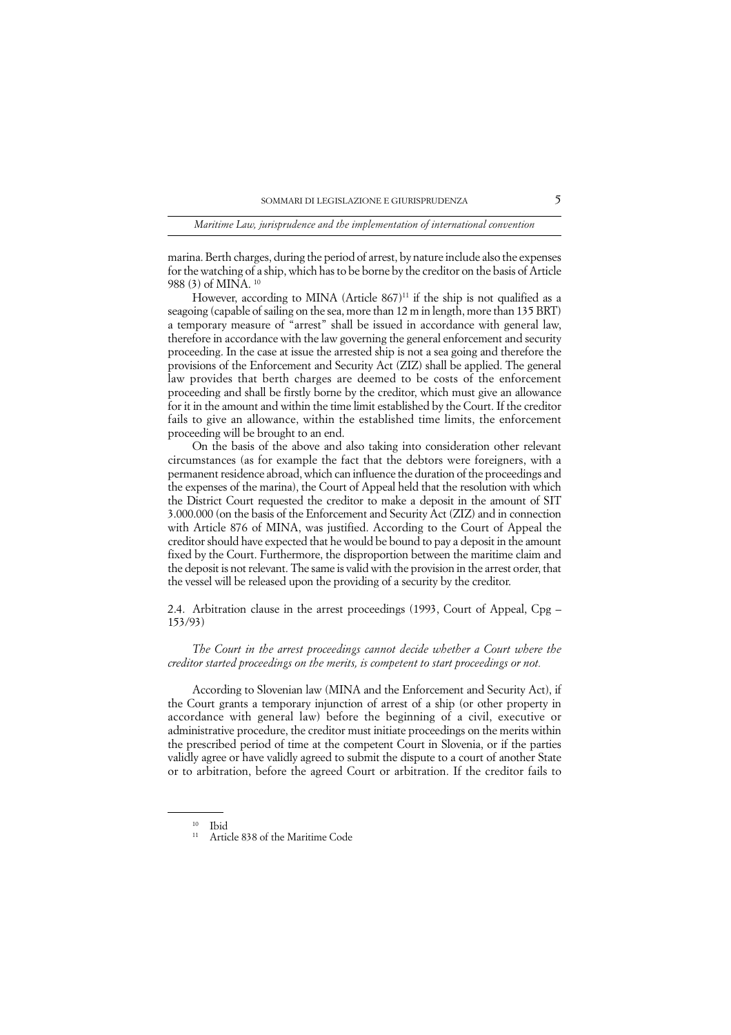marina. Berth charges, during the period of arrest, by nature include also the expenses for the watching of a ship, which has to be borne by the creditor on the basis of Article 988 (3) of MINA. [10]

However, according to MINA (Article 867)[11] if the ship is not qualified as a seagoing (capable of sailing on the sea, more than 12 m in length, more than 135 BRT) a temporary measure of "arrest" shall be issued in accordance with general law, therefore in accordance with the law governing the general enforcement and security proceeding. In the case at issue the arrested ship is not a sea going and therefore the provisions of the Enforcement and Security Act (ZIZ) shall be applied. The general law provides that berth charges are deemed to be costs of the enforcement proceeding and shall be firstly borne by the creditor, which must give an allowance for it in the amount and within the time limit established by the Court. If the creditor fails to give an allowance, within the established time limits, the enforcement proceeding will be brought to an end.

On the basis of the above and also taking into consideration other relevant circumstances (as for example the fact that the debtors were foreigners, with a permanent residence abroad, which can influence the duration of the proceedings and the expenses of the marina), the Court of Appeal held that the resolution with which the District Court requested the creditor to make a deposit in the amount of SIT 3.000.000 (on the basis of the Enforcement and Security Act (ZIZ) and in connection with Article 876 of MINA, was justified. According to the Court of Appeal the creditor should have expected that he would be bound to pay a deposit in the amount fixed by the Court. Furthermore, the disproportion between the maritime claim and the deposit is not relevant. The same is valid with the provision in the arrest order, that the vessel will be released upon the providing of a security by the creditor.

### 2.4. Arbitration clause in the arrest proceedings (1993, Court of Appeal, Cpg – 153/93)

*The Court in the arrest proceedings cannot decide whether a Court where the creditor started proceedings on the merits, is competent to start proceedings or not.*

According to Slovenian law (MINA and the Enforcement and Security Act), if the Court grants a temporary injunction of arrest of a ship (or other property in accordance with general law) before the beginning of a civil, executive or administrative procedure, the creditor must initiate proceedings on the merits within the prescribed period of time at the competent Court in Slovenia, or if the parties validly agree or have validly agreed to submit the dispute to a court of another State or to arbitration, before the agreed Court or arbitration. If the creditor fails to

---

[10] Ibid

[11] Article 838 of the Maritime Code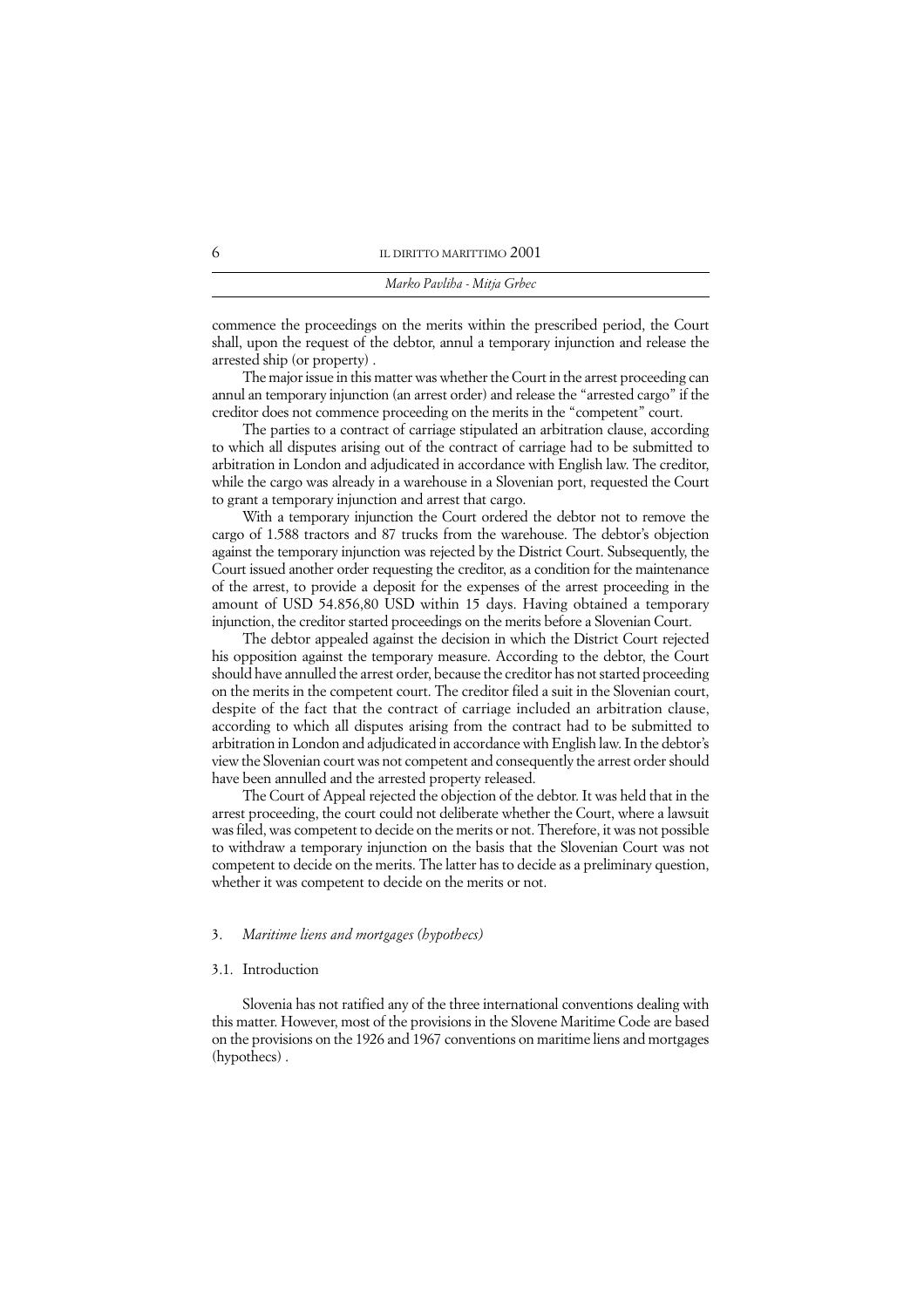commence the proceedings on the merits within the prescribed period, the Court shall, upon the request of the debtor, annul a temporary injunction and release the arrested ship (or property) .

The major issue in this matter was whether the Court in the arrest proceeding can annul an temporary injunction (an arrest order) and release the "arrested cargo" if the creditor does not commence proceeding on the merits in the "competent" court.

The parties to a contract of carriage stipulated an arbitration clause, according to which all disputes arising out of the contract of carriage had to be submitted to arbitration in London and adjudicated in accordance with English law. The creditor, while the cargo was already in a warehouse in a Slovenian port, requested the Court to grant a temporary injunction and arrest that cargo.

With a temporary injunction the Court ordered the debtor not to remove the cargo of 1.588 tractors and 87 trucks from the warehouse. The debtor's objection against the temporary injunction was rejected by the District Court. Subsequently, the Court issued another order requesting the creditor, as a condition for the maintenance of the arrest, to provide a deposit for the expenses of the arrest proceeding in the amount of USD 54.856,80 USD within 15 days. Having obtained a temporary injunction, the creditor started proceedings on the merits before a Slovenian Court.

The debtor appealed against the decision in which the District Court rejected his opposition against the temporary measure. According to the debtor, the Court should have annulled the arrest order, because the creditor has not started proceeding on the merits in the competent court. The creditor filed a suit in the Slovenian court, despite of the fact that the contract of carriage included an arbitration clause, according to which all disputes arising from the contract had to be submitted to arbitration in London and adjudicated in accordance with English law. In the debtor's view the Slovenian court was not competent and consequently the arrest order should have been annulled and the arrested property released.

The Court of Appeal rejected the objection of the debtor. It was held that in the arrest proceeding, the court could not deliberate whether the Court, where a lawsuit was filed, was competent to decide on the merits or not. Therefore, it was not possible to withdraw a temporary injunction on the basis that the Slovenian Court was not competent to decide on the merits. The latter has to decide as a preliminary question, whether it was competent to decide on the merits or not.

## 3. *Maritime liens and mortgages (hypothecs)*

### 3.1. Introduction

Slovenia has not ratified any of the three international conventions dealing with this matter. However, most of the provisions in the Slovene Maritime Code are based on the provisions on the 1926 and 1967 conventions on maritime liens and mortgages (hypothecs) .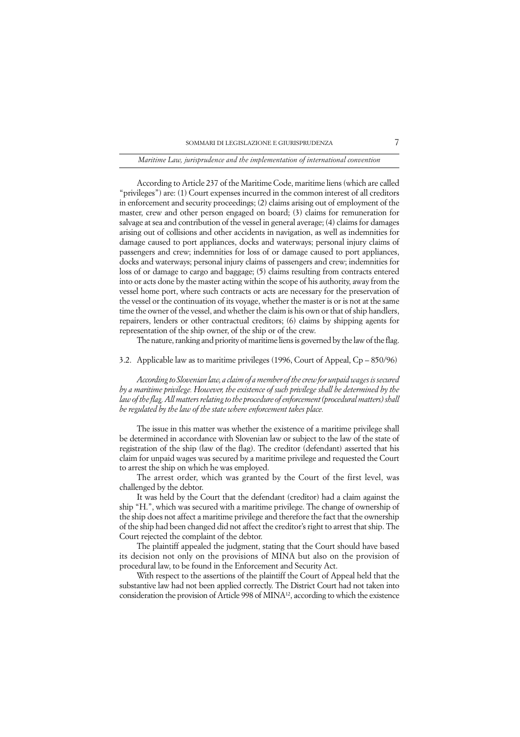According to Article 237 of the Maritime Code, maritime liens (which are called "privileges") are: (1) Court expenses incurred in the common interest of all creditors in enforcement and security proceedings; (2) claims arising out of employment of the master, crew and other person engaged on board; (3) claims for remuneration for salvage at sea and contribution of the vessel in general average; (4) claims for damages arising out of collisions and other accidents in navigation, as well as indemnities for damage caused to port appliances, docks and waterways; personal injury claims of passengers and crew; indemnities for loss of or damage caused to port appliances, docks and waterways; personal injury claims of passengers and crew; indemnities for loss of or damage to cargo and baggage; (5) claims resulting from contracts entered into or acts done by the master acting within the scope of his authority, away from the vessel home port, where such contracts or acts are necessary for the preservation of the vessel or the continuation of its voyage, whether the master is or is not at the same time the owner of the vessel, and whether the claim is his own or that of ship handlers, repairers, lenders or other contractual creditors; (6) claims by shipping agents for representation of the ship owner, of the ship or of the crew.

The nature, ranking and priority of maritime liens is governed by the law of the flag.

### 3.2. Applicable law as to maritime privileges (1996, Court of Appeal, Cp – 850/96)

*According to Slovenian law, a claim of a member of the crew for unpaid wages is secured by a maritime privilege. However, the existence of such privilege shall be determined by the law of the flag. All matters relating to the procedure of enforcement (procedural matters) shall be regulated by the law of the state where enforcement takes place.*

The issue in this matter was whether the existence of a maritime privilege shall be determined in accordance with Slovenian law or subject to the law of the state of registration of the ship (law of the flag). The creditor (defendant) asserted that his claim for unpaid wages was secured by a maritime privilege and requested the Court to arrest the ship on which he was employed.

The arrest order, which was granted by the Court of the first level, was challenged by the debtor.

It was held by the Court that the defendant (creditor) had a claim against the ship "H.", which was secured with a maritime privilege. The change of ownership of the ship does not affect a maritime privilege and therefore the fact that the ownership of the ship had been changed did not affect the creditor's right to arrest that ship. The Court rejected the complaint of the debtor.

The plaintiff appealed the judgment, stating that the Court should have based its decision not only on the provisions of MINA but also on the provision of procedural law, to be found in the Enforcement and Security Act.

With respect to the assertions of the plaintiff the Court of Appeal held that the substantive law had not been applied correctly. The District Court had not taken into consideration the provision of Article 998 of MINA[12], according to which the existence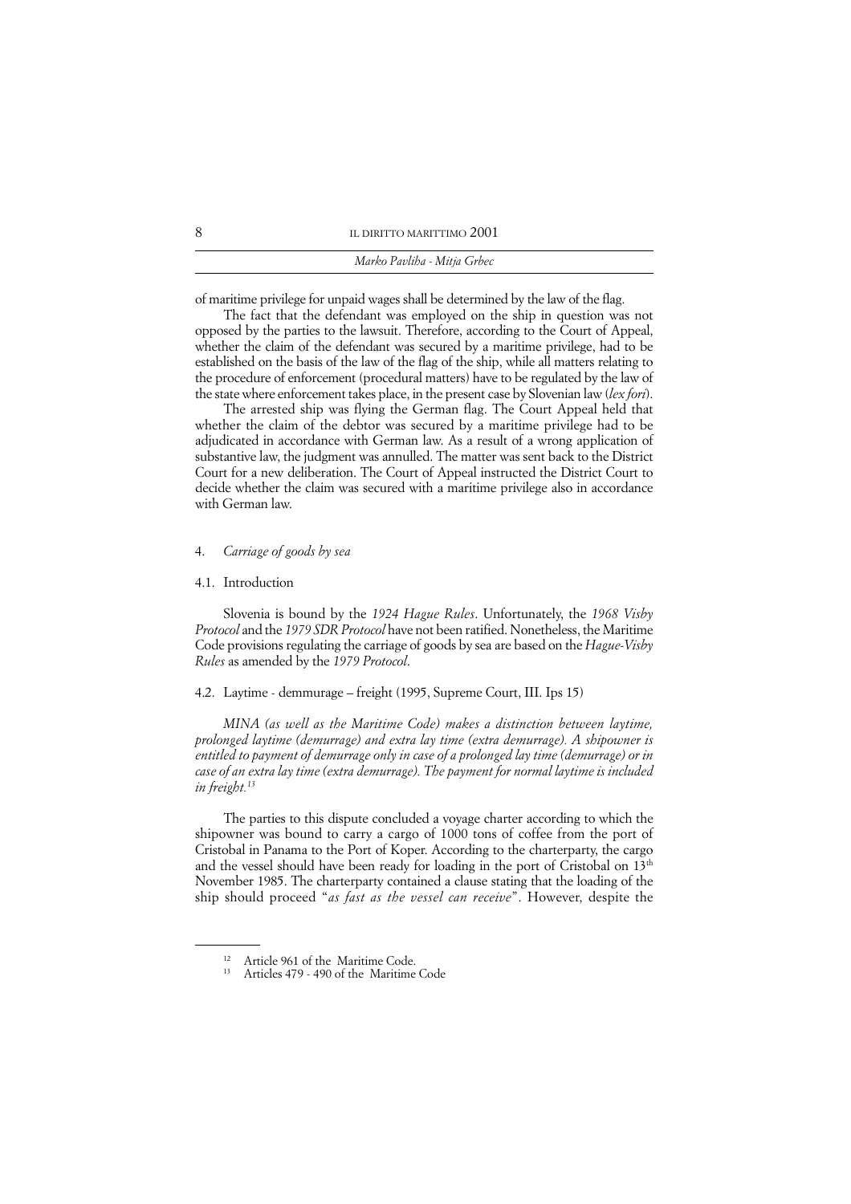of maritime privilege for unpaid wages shall be determined by the law of the flag.

The fact that the defendant was employed on the ship in question was not opposed by the parties to the lawsuit. Therefore, according to the Court of Appeal, whether the claim of the defendant was secured by a maritime privilege, had to be established on the basis of the law of the flag of the ship, while all matters relating to the procedure of enforcement (procedural matters) have to be regulated by the law of the state where enforcement takes place, in the present case by Slovenian law (*lex fori*).

The arrested ship was flying the German flag. The Court Appeal held that whether the claim of the debtor was secured by a maritime privilege had to be adjudicated in accordance with German law. As a result of a wrong application of substantive law, the judgment was annulled. The matter was sent back to the District Court for a new deliberation. The Court of Appeal instructed the District Court to decide whether the claim was secured with a maritime privilege also in accordance with German law.

## 4. *Carriage of goods by sea*

### 4.1. Introduction

Slovenia is bound by the *1924 Hague Rules*. Unfortunately, the *1968 Visby Protocol* and the *1979 SDR Protocol* have not been ratified. Nonetheless, the Maritime Code provisions regulating the carriage of goods by sea are based on the *Hague-Visby Rules* as amended by the *1979 Protocol*.

### 4.2. Laytime - demmurage – freight (1995, Supreme Court, III. Ips 15)

*MINA (as well as the Maritime Code) makes a distinction between laytime, prolonged laytime (demurrage) and extra lay time (extra demurrage). A shipowner is entitled to payment of demurrage only in case of a prolonged lay time (demurrage) or in case of an extra lay time (extra demurrage). The payment for normal laytime is included in freight.*[13]

The parties to this dispute concluded a voyage charter according to which the shipowner was bound to carry a cargo of 1000 tons of coffee from the port of Cristobal in Panama to the Port of Koper. According to the charterparty, the cargo and the vessel should have been ready for loading in the port of Cristobal on 13th November 1985. The charterparty contained a clause stating that the loading of the ship should proceed "*as fast as the vessel can receive*". However, despite the

---

[12] Article 961 of the Maritime Code.

[13] Articles 479 - 490 of the Maritime Code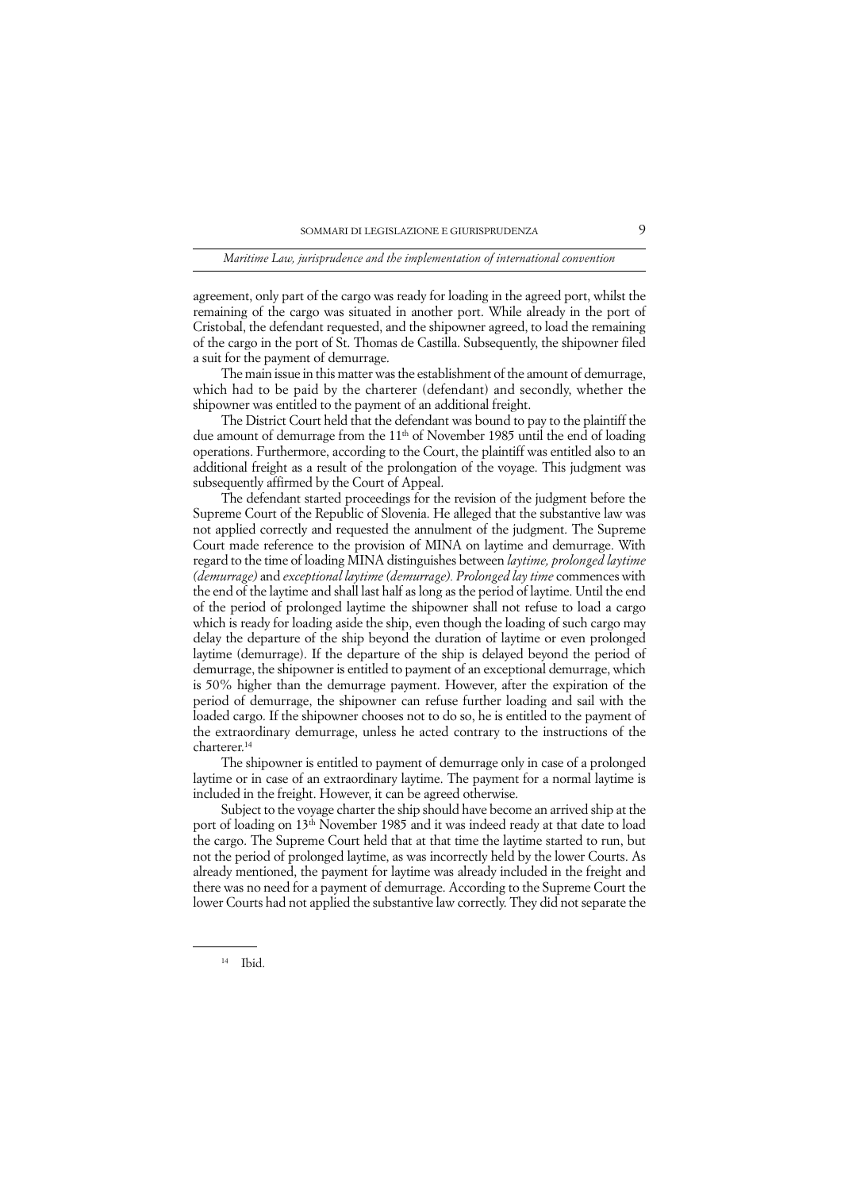agreement, only part of the cargo was ready for loading in the agreed port, whilst the remaining of the cargo was situated in another port. While already in the port of Cristobal, the defendant requested, and the shipowner agreed, to load the remaining of the cargo in the port of St. Thomas de Castilla. Subsequently, the shipowner filed a suit for the payment of demurrage.

The main issue in this matter was the establishment of the amount of demurrage, which had to be paid by the charterer (defendant) and secondly, whether the shipowner was entitled to the payment of an additional freight.

The District Court held that the defendant was bound to pay to the plaintiff the due amount of demurrage from the 11th of November 1985 until the end of loading operations. Furthermore, according to the Court, the plaintiff was entitled also to an additional freight as a result of the prolongation of the voyage. This judgment was subsequently affirmed by the Court of Appeal.

The defendant started proceedings for the revision of the judgment before the Supreme Court of the Republic of Slovenia. He alleged that the substantive law was not applied correctly and requested the annulment of the judgment. The Supreme Court made reference to the provision of MINA on laytime and demurrage. With regard to the time of loading MINA distinguishes between *laytime, prolonged laytime (demurrage)* and *exceptional laytime (demurrage). Prolonged lay time* commences with the end of the laytime and shall last half as long as the period of laytime. Until the end of the period of prolonged laytime the shipowner shall not refuse to load a cargo which is ready for loading aside the ship, even though the loading of such cargo may delay the departure of the ship beyond the duration of laytime or even prolonged laytime (demurrage). If the departure of the ship is delayed beyond the period of demurrage, the shipowner is entitled to payment of an exceptional demurrage, which is 50% higher than the demurrage payment. However, after the expiration of the period of demurrage, the shipowner can refuse further loading and sail with the loaded cargo. If the shipowner chooses not to do so, he is entitled to the payment of the extraordinary demurrage, unless he acted contrary to the instructions of the charterer.[14]

The shipowner is entitled to payment of demurrage only in case of a prolonged laytime or in case of an extraordinary laytime. The payment for a normal laytime is included in the freight. However, it can be agreed otherwise.

Subject to the voyage charter the ship should have become an arrived ship at the port of loading on 13th November 1985 and it was indeed ready at that date to load the cargo. The Supreme Court held that at that time the laytime started to run, but not the period of prolonged laytime, as was incorrectly held by the lower Courts. As already mentioned, the payment for laytime was already included in the freight and there was no need for a payment of demurrage. According to the Supreme Court the lower Courts had not applied the substantive law correctly. They did not separate the

[14] Ibid.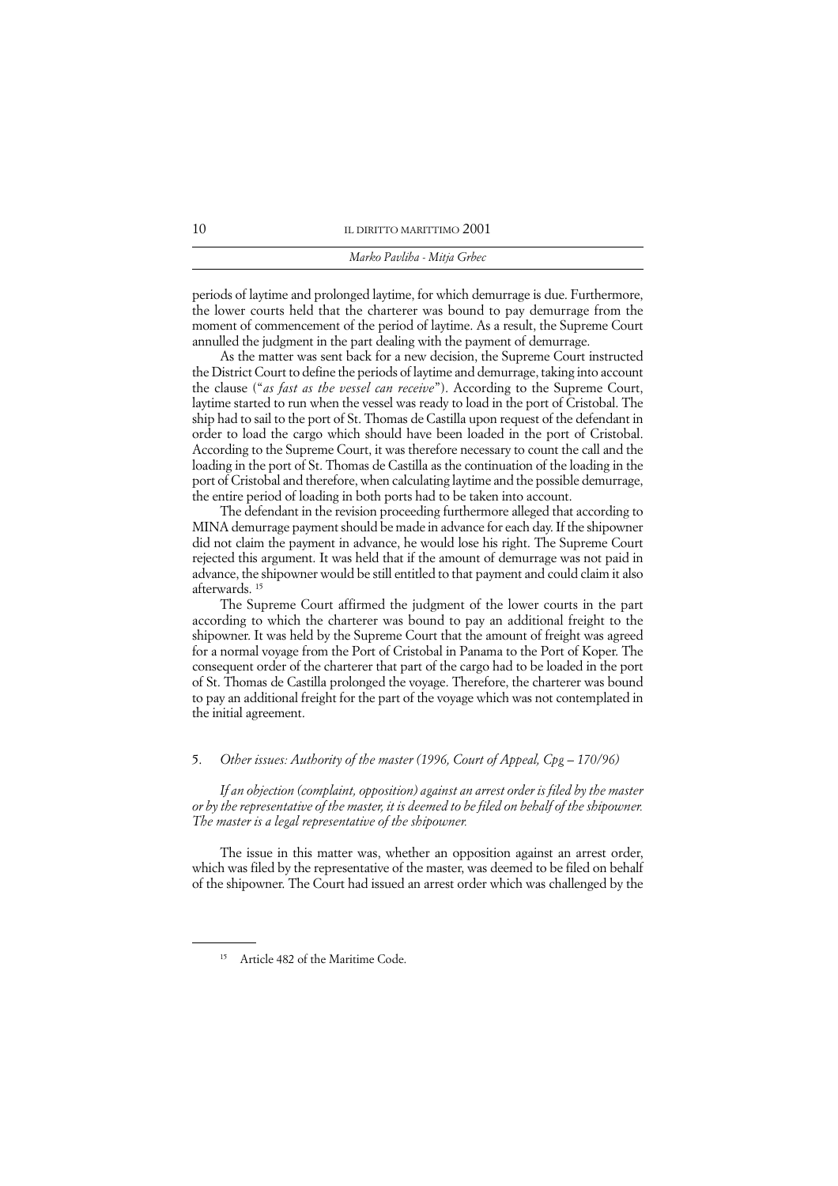periods of laytime and prolonged laytime, for which demurrage is due. Furthermore, the lower courts held that the charterer was bound to pay demurrage from the moment of commencement of the period of laytime. As a result, the Supreme Court annulled the judgment in the part dealing with the payment of demurrage.

As the matter was sent back for a new decision, the Supreme Court instructed the District Court to define the periods of laytime and demurrage, taking into account the clause ("*as fast as the vessel can receive*"). According to the Supreme Court, laytime started to run when the vessel was ready to load in the port of Cristobal. The ship had to sail to the port of St. Thomas de Castilla upon request of the defendant in order to load the cargo which should have been loaded in the port of Cristobal. According to the Supreme Court, it was therefore necessary to count the call and the loading in the port of St. Thomas de Castilla as the continuation of the loading in the port of Cristobal and therefore, when calculating laytime and the possible demurrage, the entire period of loading in both ports had to be taken into account.

The defendant in the revision proceeding furthermore alleged that according to MINA demurrage payment should be made in advance for each day. If the shipowner did not claim the payment in advance, he would lose his right. The Supreme Court rejected this argument. It was held that if the amount of demurrage was not paid in advance, the shipowner would be still entitled to that payment and could claim it also afterwards. [15]

The Supreme Court affirmed the judgment of the lower courts in the part according to which the charterer was bound to pay an additional freight to the shipowner. It was held by the Supreme Court that the amount of freight was agreed for a normal voyage from the Port of Cristobal in Panama to the Port of Koper. The consequent order of the charterer that part of the cargo had to be loaded in the port of St. Thomas de Castilla prolonged the voyage. Therefore, the charterer was bound to pay an additional freight for the part of the voyage which was not contemplated in the initial agreement.

## 5. *Other issues: Authority of the master (1996, Court of Appeal, Cpg – 170/96)*

*If an objection (complaint, opposition) against an arrest order is filed by the master or by the representative of the master, it is deemed to be filed on behalf of the shipowner. The master is a legal representative of the shipowner.*

The issue in this matter was, whether an opposition against an arrest order, which was filed by the representative of the master, was deemed to be filed on behalf of the shipowner. The Court had issued an arrest order which was challenged by the

[15] Article 482 of the Maritime Code.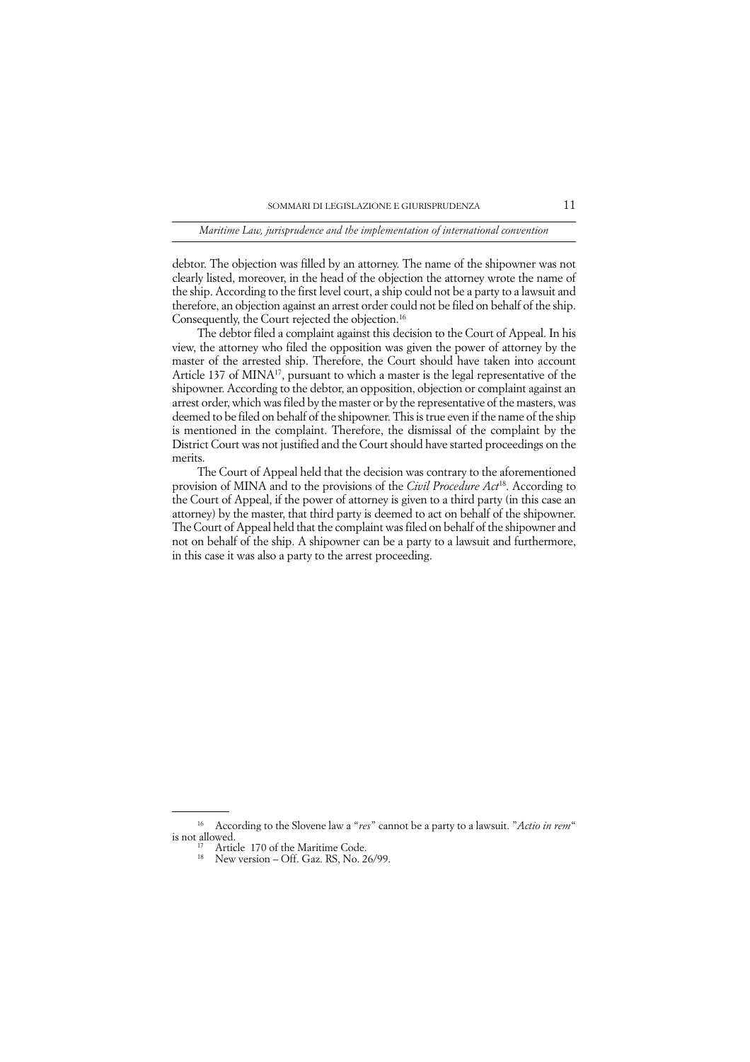debtor. The objection was filled by an attorney. The name of the shipowner was not clearly listed, moreover, in the head of the objection the attorney wrote the name of the ship. According to the first level court, a ship could not be a party to a lawsuit and therefore, an objection against an arrest order could not be filed on behalf of the ship. Consequently, the Court rejected the objection.[16]

The debtor filed a complaint against this decision to the Court of Appeal. In his view, the attorney who filed the opposition was given the power of attorney by the master of the arrested ship. Therefore, the Court should have taken into account Article 137 of MINA[17], pursuant to which a master is the legal representative of the shipowner. According to the debtor, an opposition, objection or complaint against an arrest order, which was filed by the master or by the representative of the masters, was deemed to be filed on behalf of the shipowner. This is true even if the name of the ship is mentioned in the complaint. Therefore, the dismissal of the complaint by the District Court was not justified and the Court should have started proceedings on the merits.

The Court of Appeal held that the decision was contrary to the aforementioned provision of MINA and to the provisions of the *Civil Procedure Act*[18]. According to the Court of Appeal, if the power of attorney is given to a third party (in this case an attorney) by the master, that third party is deemed to act on behalf of the shipowner. The Court of Appeal held that the complaint was filed on behalf of the shipowner and not on behalf of the ship. A shipowner can be a party to a lawsuit and furthermore, in this case it was also a party to the arrest proceeding.

---

[16] According to the Slovene law a "*res*" cannot be a party to a lawsuit. "*Actio in rem*" is not allowed.

[17] Article 170 of the Maritime Code.

[18] New version – Off. Gaz. RS, No. 26/99.